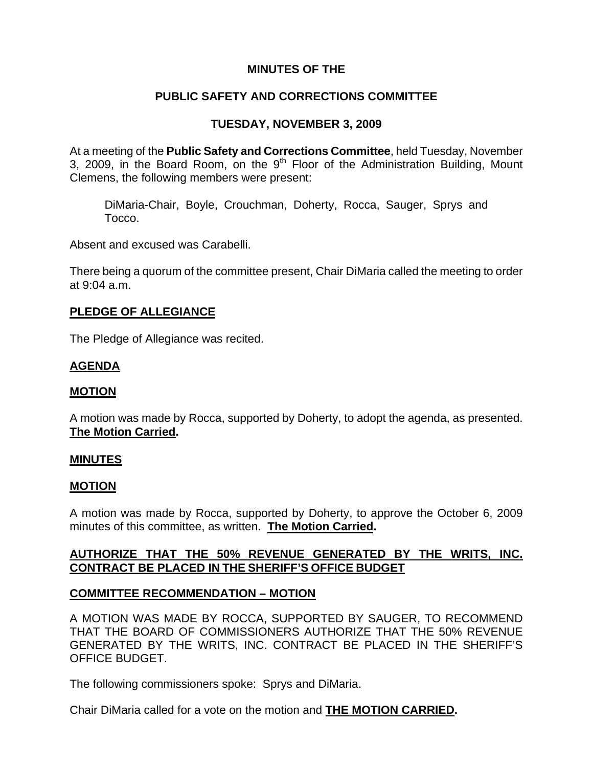**MINUTES OF THE**

**PUBLIC SAFETY AND CORRECTIONS COMMITTEE**

**TUESDAY, NOVEMBER 3, 2009**

At a meeting of the **Public Safety and Corrections Committee**, held Tuesday, November 3, 2009, in the Board Room, on the 9th Floor of the Administration Building, Mount Clemens, the following members were present:

> DiMaria-Chair, Boyle, Crouchman, Doherty, Rocca, Sauger, Sprys and Tocco.

Absent and excused was Carabelli.

There being a quorum of the committee present, Chair DiMaria called the meeting to order at 9:04 a.m.

**PLEDGE OF ALLEGIANCE**

The Pledge of Allegiance was recited.

**AGENDA**

**MOTION**

A motion was made by Rocca, supported by Doherty, to adopt the agenda, as presented. **The Motion Carried.**

**MINUTES**

**MOTION**

A motion was made by Rocca, supported by Doherty, to approve the October 6, 2009 minutes of this committee, as written. **The Motion Carried.**

**AUTHORIZE THAT THE 50% REVENUE GENERATED BY THE WRITS, INC. CONTRACT BE PLACED IN THE SHERIFF'S OFFICE BUDGET**

**COMMITTEE RECOMMENDATION – MOTION**

A MOTION WAS MADE BY ROCCA, SUPPORTED BY SAUGER, TO RECOMMEND THAT THE BOARD OF COMMISSIONERS AUTHORIZE THAT THE 50% REVENUE GENERATED BY THE WRITS, INC. CONTRACT BE PLACED IN THE SHERIFF'S OFFICE BUDGET.

The following commissioners spoke: Sprys and DiMaria.

Chair DiMaria called for a vote on the motion and **THE MOTION CARRIED.**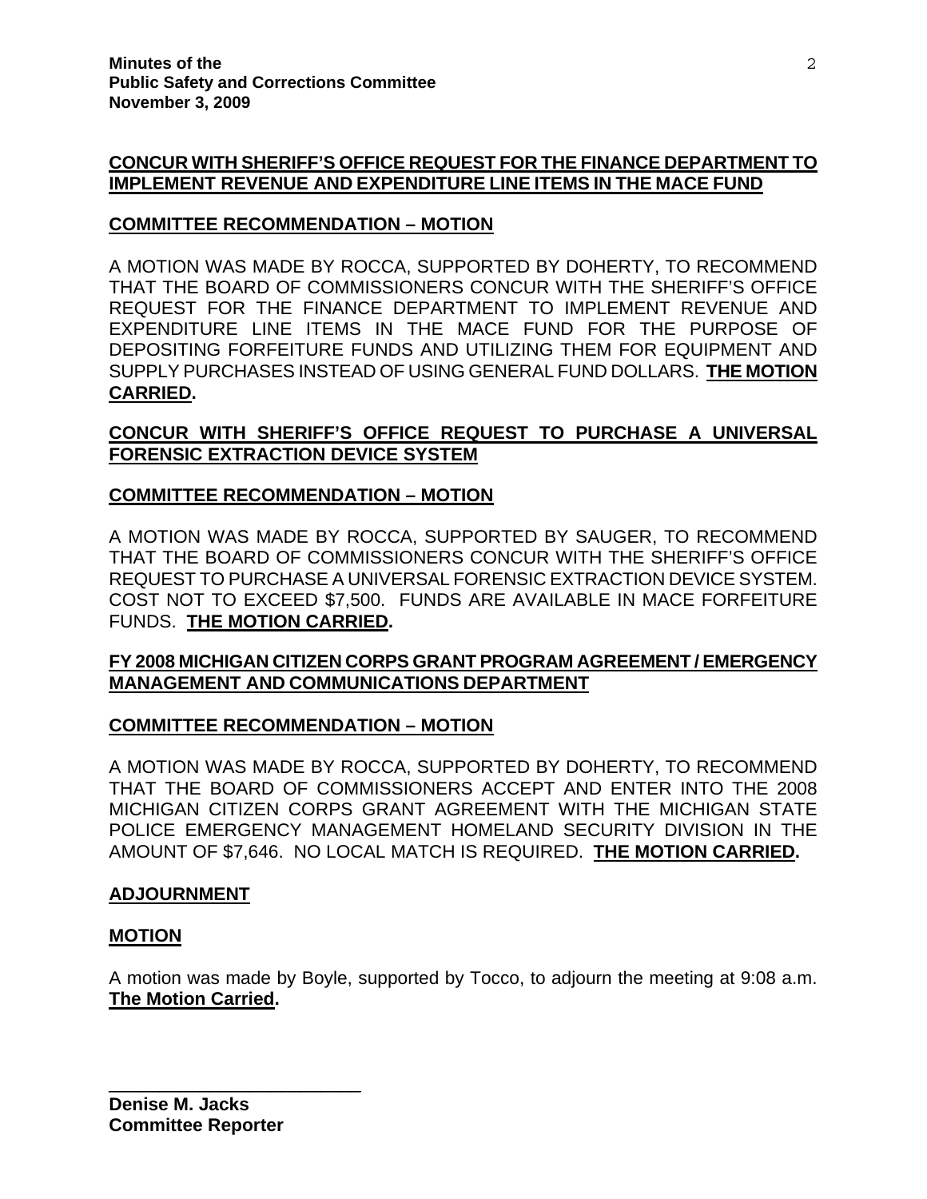**CONCUR WITH SHERIFF'S OFFICE REQUEST FOR THE FINANCE DEPARTMENT TO IMPLEMENT REVENUE AND EXPENDITURE LINE ITEMS IN THE MACE FUND**

**COMMITTEE RECOMMENDATION – MOTION**

A MOTION WAS MADE BY ROCCA, SUPPORTED BY DOHERTY, TO RECOMMEND THAT THE BOARD OF COMMISSIONERS CONCUR WITH THE SHERIFF'S OFFICE REQUEST FOR THE FINANCE DEPARTMENT TO IMPLEMENT REVENUE AND EXPENDITURE LINE ITEMS IN THE MACE FUND FOR THE PURPOSE OF DEPOSITING FORFEITURE FUNDS AND UTILIZING THEM FOR EQUIPMENT AND SUPPLY PURCHASES INSTEAD OF USING GENERAL FUND DOLLARS. **THE MOTION CARRIED.**

**CONCUR WITH SHERIFF'S OFFICE REQUEST TO PURCHASE A UNIVERSAL FORENSIC EXTRACTION DEVICE SYSTEM**

**COMMITTEE RECOMMENDATION – MOTION**

A MOTION WAS MADE BY ROCCA, SUPPORTED BY SAUGER, TO RECOMMEND THAT THE BOARD OF COMMISSIONERS CONCUR WITH THE SHERIFF'S OFFICE REQUEST TO PURCHASE A UNIVERSAL FORENSIC EXTRACTION DEVICE SYSTEM. COST NOT TO EXCEED $7,500. FUNDS ARE AVAILABLE IN MACE FORFEITURE FUNDS. **THE MOTION CARRIED.**

**FY 2008 MICHIGAN CITIZEN CORPS GRANT PROGRAM AGREEMENT / EMERGENCY MANAGEMENT AND COMMUNICATIONS DEPARTMENT**

**COMMITTEE RECOMMENDATION – MOTION**

A MOTION WAS MADE BY ROCCA, SUPPORTED BY DOHERTY, TO RECOMMEND THAT THE BOARD OF COMMISSIONERS ACCEPT AND ENTER INTO THE 2008 MICHIGAN CITIZEN CORPS GRANT AGREEMENT WITH THE MICHIGAN STATE POLICE EMERGENCY MANAGEMENT HOMELAND SECURITY DIVISION IN THE AMOUNT OF $7,646. NO LOCAL MATCH IS REQUIRED. **THE MOTION CARRIED.**

**ADJOURNMENT**

**MOTION**

A motion was made by Boyle, supported by Tocco, to adjourn the meeting at 9:08 a.m. **The Motion Carried.**

\_\_\_\_\_\_\_\_\_\_\_\_\_\_\_\_\_\_\_\_\_\_\_\_\_

**Denise M. Jacks**
**Committee Reporter**